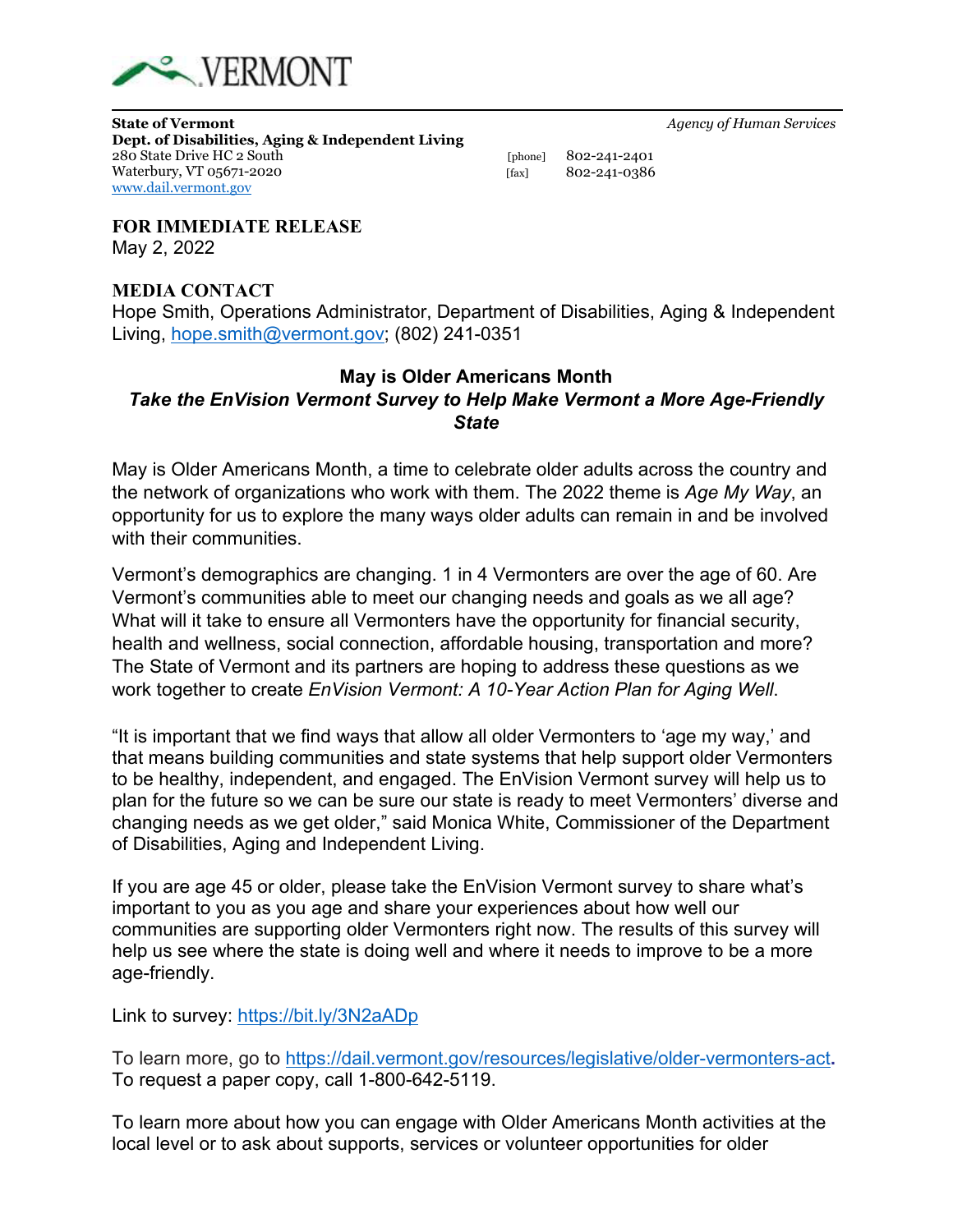VERMONT

**State of Vermont**
**Dept. of Disabilities, Aging & Independent Living**
280 State Drive HC 2 South
Waterbury, VT 05671-2020
www.dail.vermont.gov

*Agency of Human Services*

[phone] 802-241-2401
[fax] 802-241-0386

**FOR IMMEDIATE RELEASE**
May 2, 2022

**MEDIA CONTACT**
Hope Smith, Operations Administrator, Department of Disabilities, Aging & Independent Living, hope.smith@vermont.gov; (802) 241-0351

## May is Older Americans Month

### *Take the EnVision Vermont Survey to Help Make Vermont a More Age-Friendly State*

May is Older Americans Month, a time to celebrate older adults across the country and the network of organizations who work with them. The 2022 theme is *Age My Way*, an opportunity for us to explore the many ways older adults can remain in and be involved with their communities.

Vermont's demographics are changing. 1 in 4 Vermonters are over the age of 60. Are Vermont's communities able to meet our changing needs and goals as we all age? What will it take to ensure all Vermonters have the opportunity for financial security, health and wellness, social connection, affordable housing, transportation and more? The State of Vermont and its partners are hoping to address these questions as we work together to create *EnVision Vermont: A 10-Year Action Plan for Aging Well*.

"It is important that we find ways that allow all older Vermonters to 'age my way,' and that means building communities and state systems that help support older Vermonters to be healthy, independent, and engaged. The EnVision Vermont survey will help us to plan for the future so we can be sure our state is ready to meet Vermonters' diverse and changing needs as we get older," said Monica White, Commissioner of the Department of Disabilities, Aging and Independent Living.

If you are age 45 or older, please take the EnVision Vermont survey to share what's important to you as you age and share your experiences about how well our communities are supporting older Vermonters right now. The results of this survey will help us see where the state is doing well and where it needs to improve to be a more age-friendly.

Link to survey: https://bit.ly/3N2aADp

To learn more, go to https://dail.vermont.gov/resources/legislative/older-vermonters-act**.**
To request a paper copy, call 1-800-642-5119.

To learn more about how you can engage with Older Americans Month activities at the local level or to ask about supports, services or volunteer opportunities for older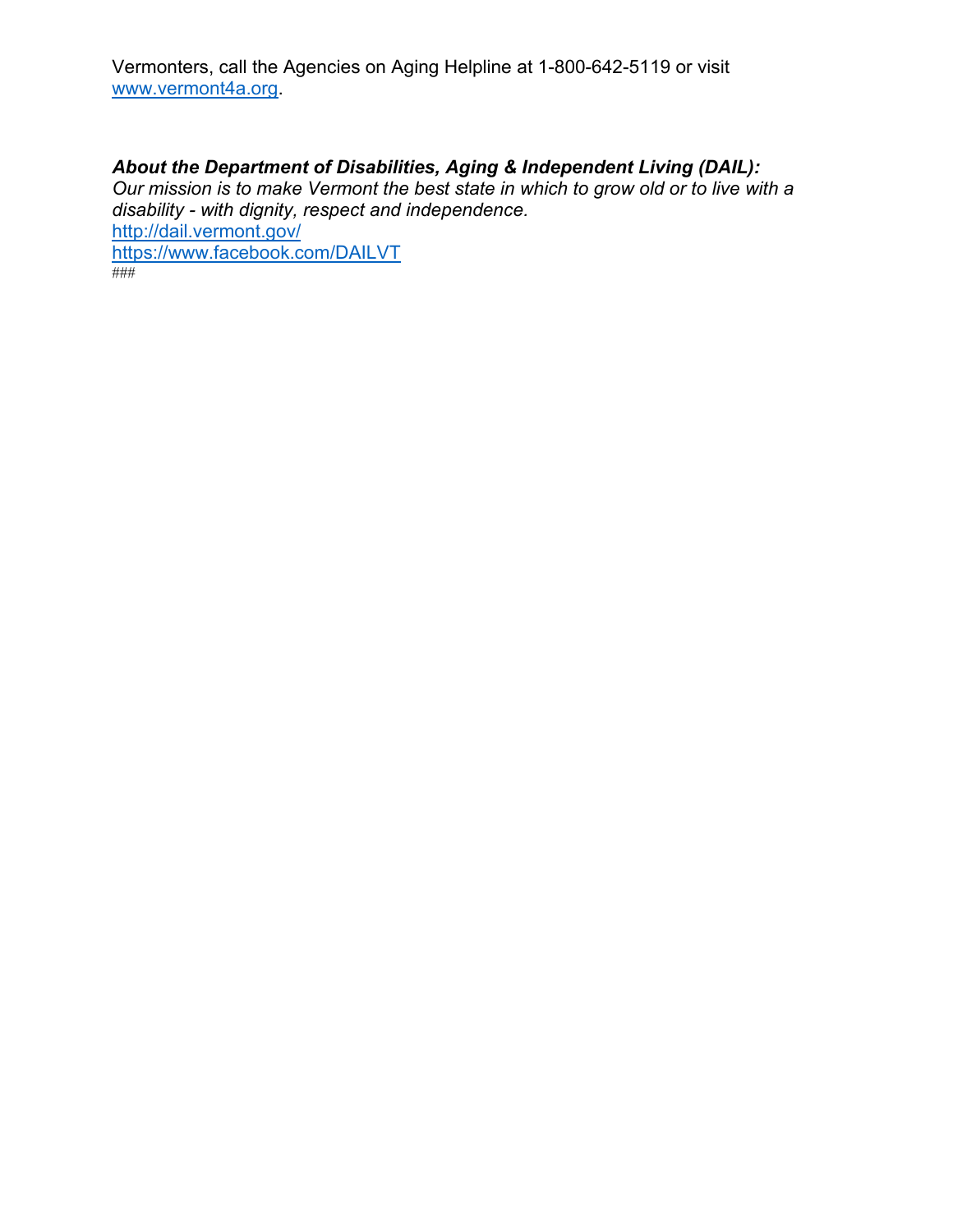Vermonters, call the Agencies on Aging Helpline at 1-800-642-5119 or visit www.vermont4a.org.

***About the Department of Disabilities, Aging & Independent Living (DAIL):***
*Our mission is to make Vermont the best state in which to grow old or to live with a disability - with dignity, respect and independence.*
http://dail.vermont.gov/
https://www.facebook.com/DAILVT
###